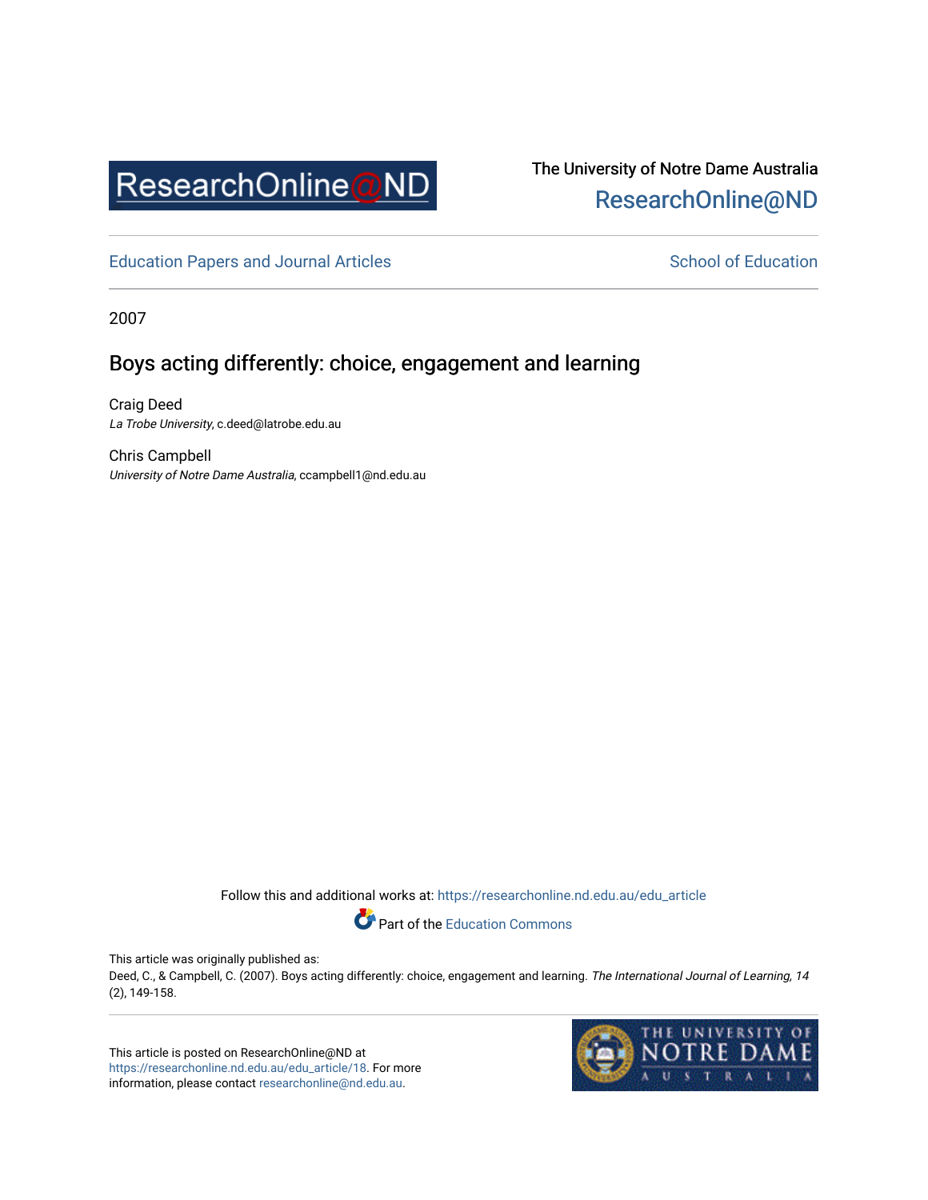The University of Notre Dame Australia
ResearchOnline@ND

Education Papers and Journal Articles

School of Education

2007

# Boys acting differently: choice, engagement and learning

Craig Deed
*La Trobe University*, c.deed@latrobe.edu.au

Chris Campbell
*University of Notre Dame Australia*, ccampbell1@nd.edu.au

Follow this and additional works at: https://researchonline.nd.edu.au/edu_article

Part of the Education Commons

This article was originally published as:
Deed, C., & Campbell, C. (2007). Boys acting differently: choice, engagement and learning. *The International Journal of Learning, 14* (2), 149-158.

This article is posted on ResearchOnline@ND at https://researchonline.nd.edu.au/edu_article/18. For more information, please contact researchonline@nd.edu.au.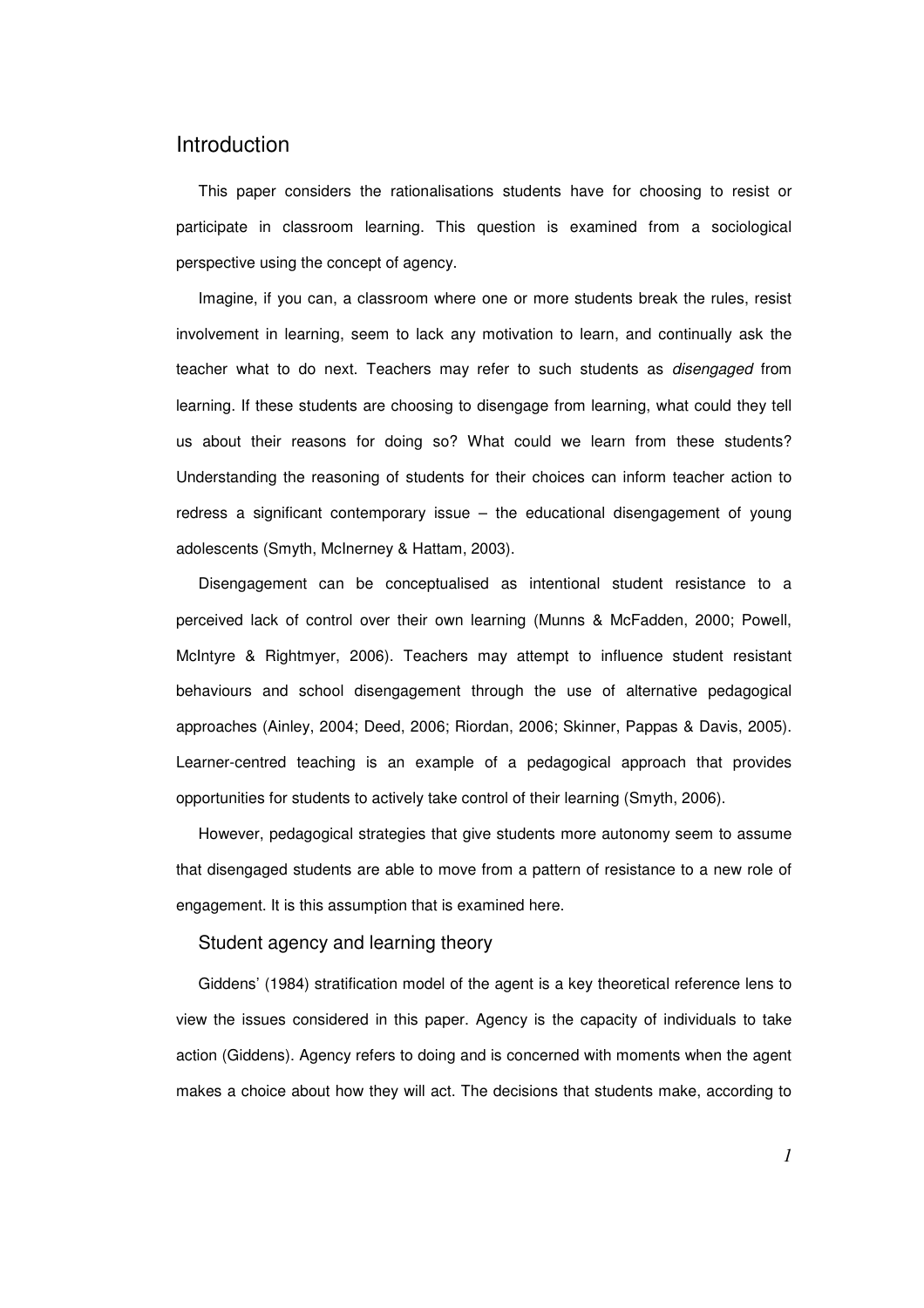# Introduction

This paper considers the rationalisations students have for choosing to resist or participate in classroom learning. This question is examined from a sociological perspective using the concept of agency.

Imagine, if you can, a classroom where one or more students break the rules, resist involvement in learning, seem to lack any motivation to learn, and continually ask the teacher what to do next. Teachers may refer to such students as *disengaged* from learning. If these students are choosing to disengage from learning, what could they tell us about their reasons for doing so? What could we learn from these students? Understanding the reasoning of students for their choices can inform teacher action to redress a significant contemporary issue – the educational disengagement of young adolescents (Smyth, McInerney & Hattam, 2003).

Disengagement can be conceptualised as intentional student resistance to a perceived lack of control over their own learning (Munns & McFadden, 2000; Powell, McIntyre & Rightmyer, 2006). Teachers may attempt to influence student resistant behaviours and school disengagement through the use of alternative pedagogical approaches (Ainley, 2004; Deed, 2006; Riordan, 2006; Skinner, Pappas & Davis, 2005). Learner-centred teaching is an example of a pedagogical approach that provides opportunities for students to actively take control of their learning (Smyth, 2006).

However, pedagogical strategies that give students more autonomy seem to assume that disengaged students are able to move from a pattern of resistance to a new role of engagement. It is this assumption that is examined here.

## Student agency and learning theory

Giddens' (1984) stratification model of the agent is a key theoretical reference lens to view the issues considered in this paper. Agency is the capacity of individuals to take action (Giddens). Agency refers to doing and is concerned with moments when the agent makes a choice about how they will act. The decisions that students make, according to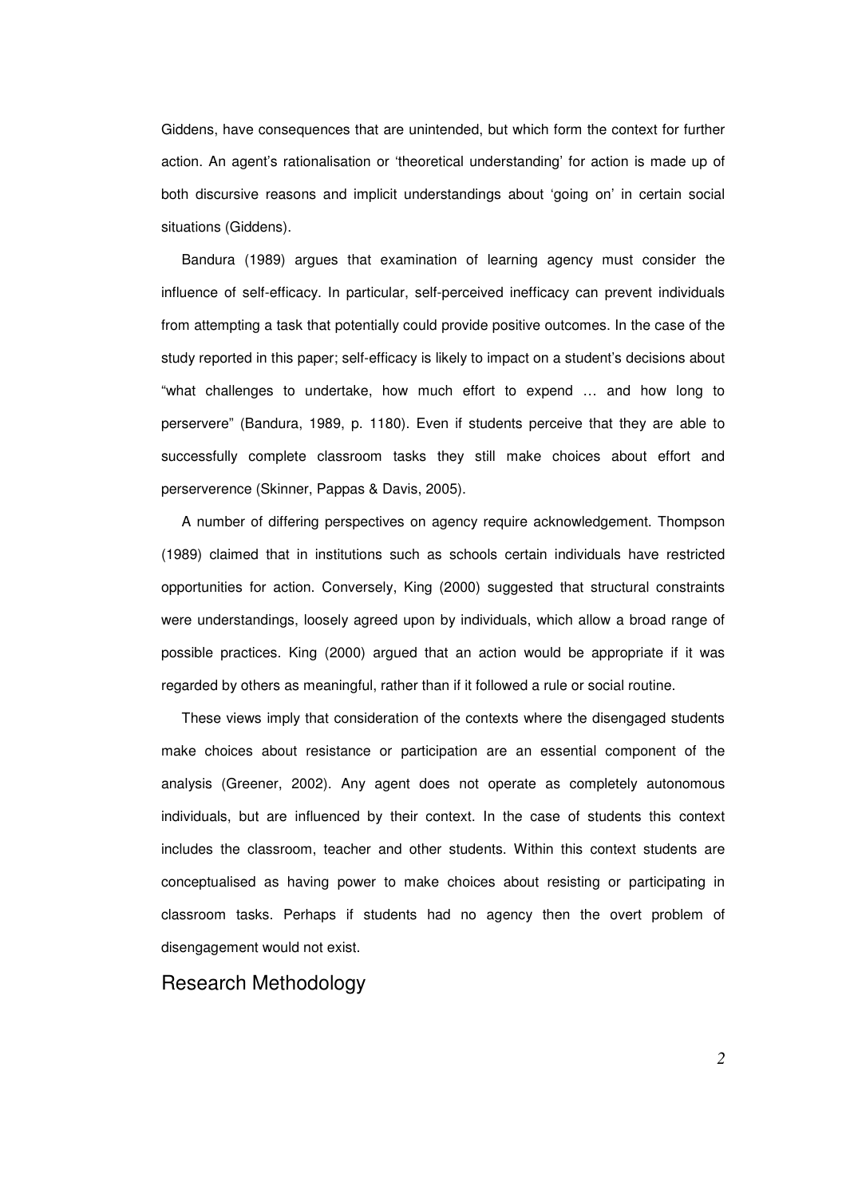Giddens, have consequences that are unintended, but which form the context for further action. An agent's rationalisation or 'theoretical understanding' for action is made up of both discursive reasons and implicit understandings about 'going on' in certain social situations (Giddens).

Bandura (1989) argues that examination of learning agency must consider the influence of self-efficacy. In particular, self-perceived inefficacy can prevent individuals from attempting a task that potentially could provide positive outcomes. In the case of the study reported in this paper; self-efficacy is likely to impact on a student's decisions about "what challenges to undertake, how much effort to expend … and how long to perservere" (Bandura, 1989, p. 1180). Even if students perceive that they are able to successfully complete classroom tasks they still make choices about effort and perserverence (Skinner, Pappas & Davis, 2005).

A number of differing perspectives on agency require acknowledgement. Thompson (1989) claimed that in institutions such as schools certain individuals have restricted opportunities for action. Conversely, King (2000) suggested that structural constraints were understandings, loosely agreed upon by individuals, which allow a broad range of possible practices. King (2000) argued that an action would be appropriate if it was regarded by others as meaningful, rather than if it followed a rule or social routine.

These views imply that consideration of the contexts where the disengaged students make choices about resistance or participation are an essential component of the analysis (Greener, 2002). Any agent does not operate as completely autonomous individuals, but are influenced by their context. In the case of students this context includes the classroom, teacher and other students. Within this context students are conceptualised as having power to make choices about resisting or participating in classroom tasks. Perhaps if students had no agency then the overt problem of disengagement would not exist.

## Research Methodology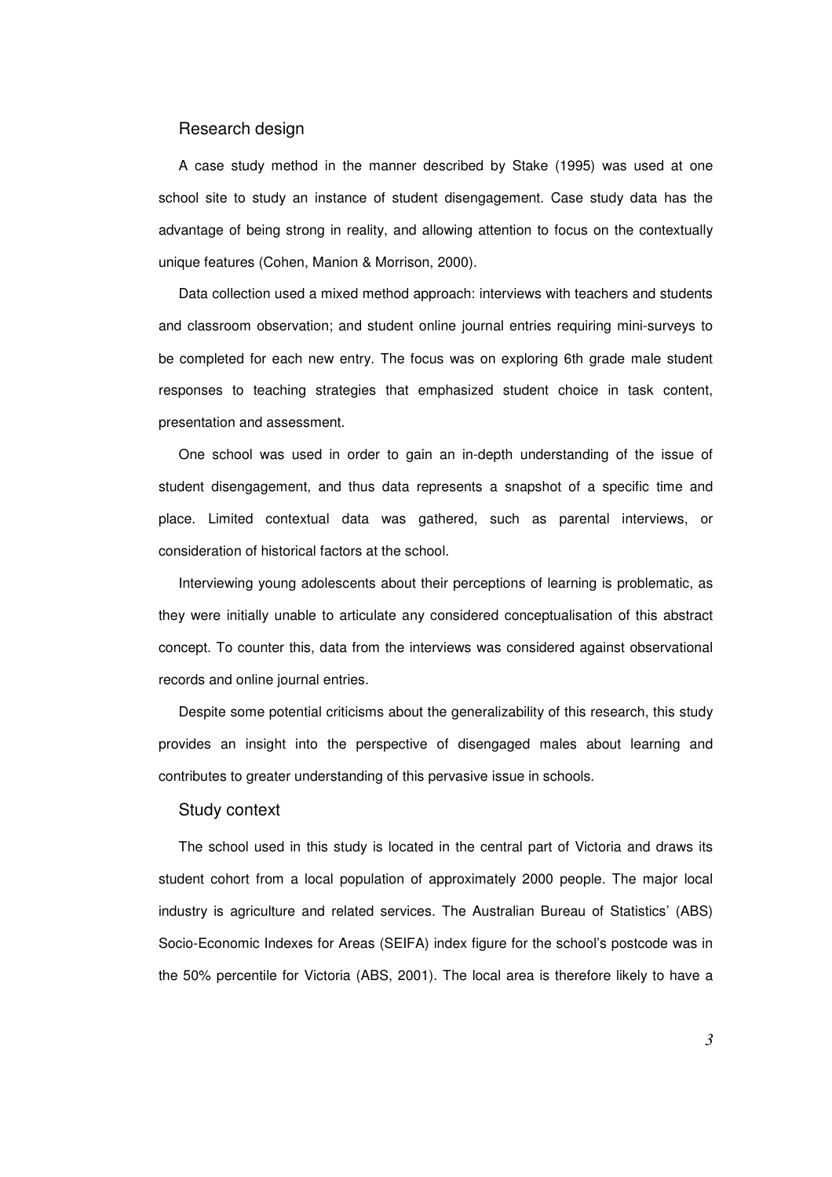## Research design

A case study method in the manner described by Stake (1995) was used at one school site to study an instance of student disengagement. Case study data has the advantage of being strong in reality, and allowing attention to focus on the contextually unique features (Cohen, Manion & Morrison, 2000).

Data collection used a mixed method approach: interviews with teachers and students and classroom observation; and student online journal entries requiring mini-surveys to be completed for each new entry. The focus was on exploring 6th grade male student responses to teaching strategies that emphasized student choice in task content, presentation and assessment.

One school was used in order to gain an in-depth understanding of the issue of student disengagement, and thus data represents a snapshot of a specific time and place. Limited contextual data was gathered, such as parental interviews, or consideration of historical factors at the school.

Interviewing young adolescents about their perceptions of learning is problematic, as they were initially unable to articulate any considered conceptualisation of this abstract concept. To counter this, data from the interviews was considered against observational records and online journal entries.

Despite some potential criticisms about the generalizability of this research, this study provides an insight into the perspective of disengaged males about learning and contributes to greater understanding of this pervasive issue in schools.

## Study context

The school used in this study is located in the central part of Victoria and draws its student cohort from a local population of approximately 2000 people. The major local industry is agriculture and related services. The Australian Bureau of Statistics' (ABS) Socio-Economic Indexes for Areas (SEIFA) index figure for the school's postcode was in the 50% percentile for Victoria (ABS, 2001). The local area is therefore likely to have a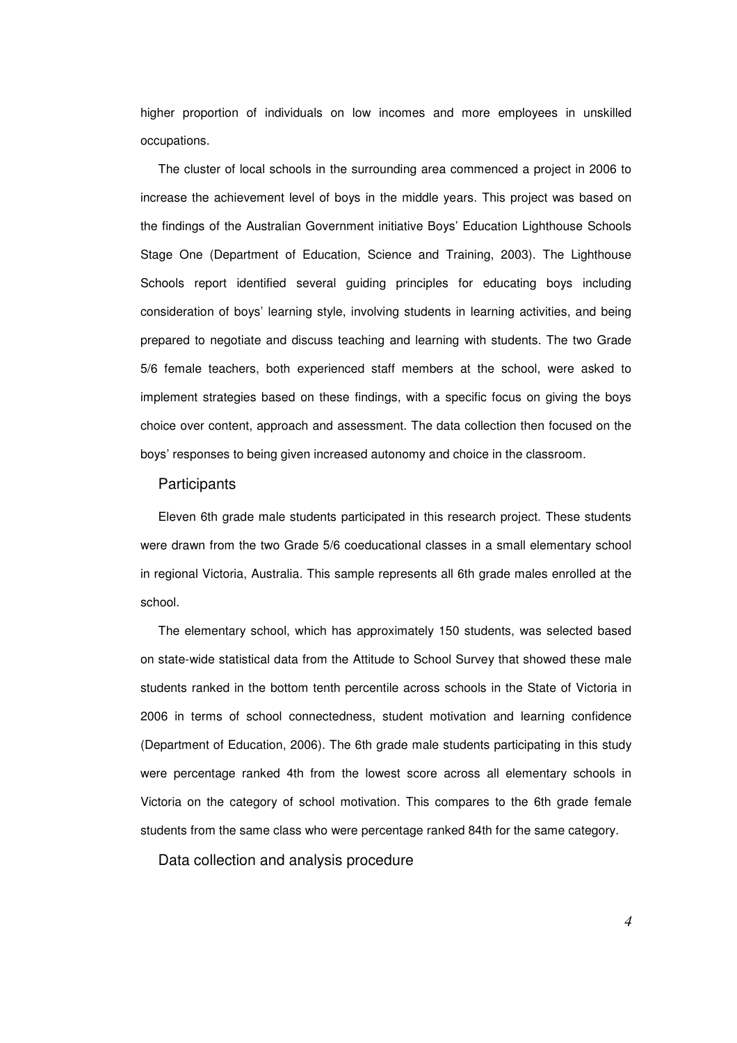higher proportion of individuals on low incomes and more employees in unskilled occupations.

The cluster of local schools in the surrounding area commenced a project in 2006 to increase the achievement level of boys in the middle years. This project was based on the findings of the Australian Government initiative Boys' Education Lighthouse Schools Stage One (Department of Education, Science and Training, 2003). The Lighthouse Schools report identified several guiding principles for educating boys including consideration of boys' learning style, involving students in learning activities, and being prepared to negotiate and discuss teaching and learning with students. The two Grade 5/6 female teachers, both experienced staff members at the school, were asked to implement strategies based on these findings, with a specific focus on giving the boys choice over content, approach and assessment. The data collection then focused on the boys' responses to being given increased autonomy and choice in the classroom.

## Participants

Eleven 6th grade male students participated in this research project. These students were drawn from the two Grade 5/6 coeducational classes in a small elementary school in regional Victoria, Australia. This sample represents all 6th grade males enrolled at the school.

The elementary school, which has approximately 150 students, was selected based on state-wide statistical data from the Attitude to School Survey that showed these male students ranked in the bottom tenth percentile across schools in the State of Victoria in 2006 in terms of school connectedness, student motivation and learning confidence (Department of Education, 2006). The 6th grade male students participating in this study were percentage ranked 4th from the lowest score across all elementary schools in Victoria on the category of school motivation. This compares to the 6th grade female students from the same class who were percentage ranked 84th for the same category.

## Data collection and analysis procedure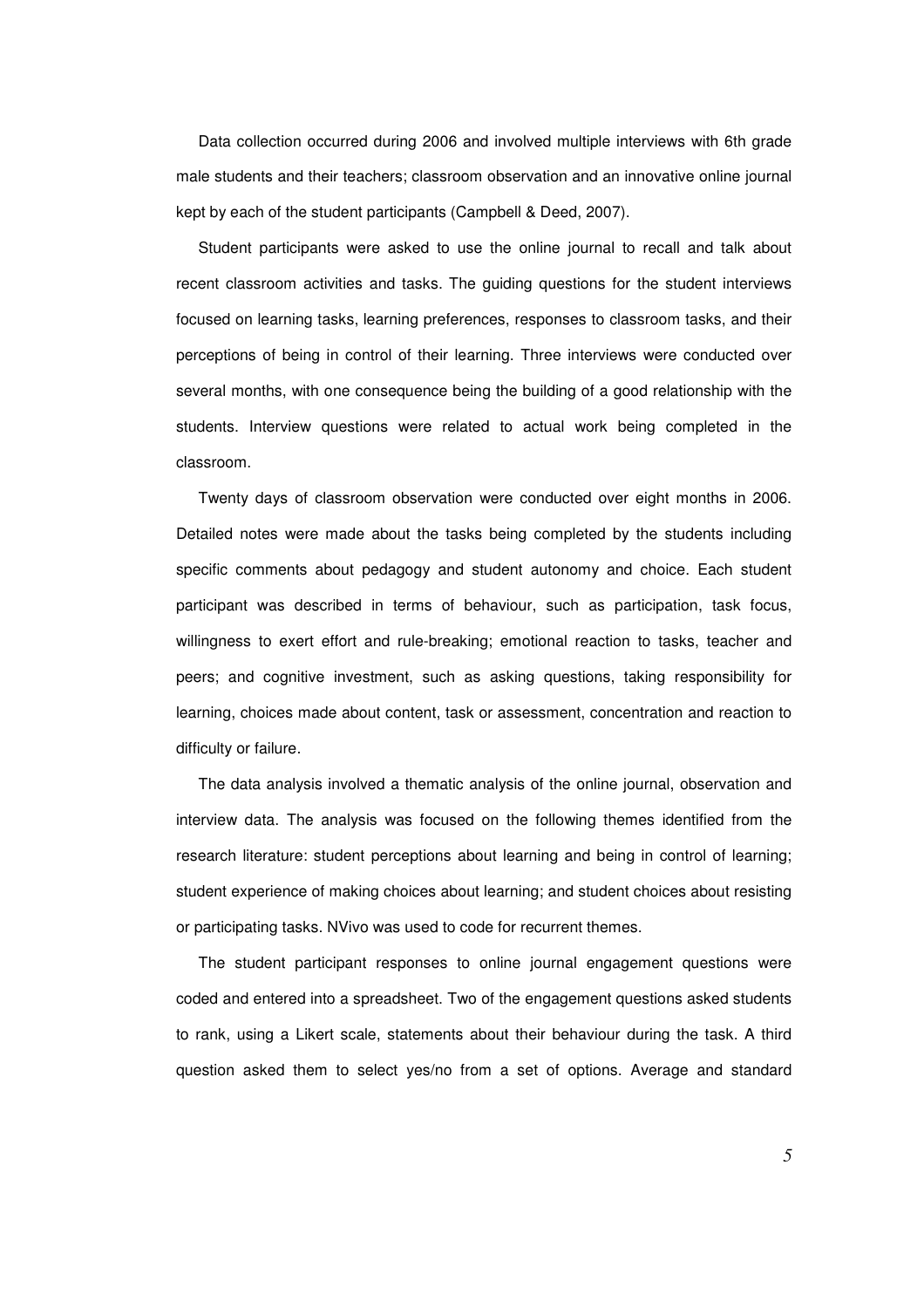Data collection occurred during 2006 and involved multiple interviews with 6th grade male students and their teachers; classroom observation and an innovative online journal kept by each of the student participants (Campbell & Deed, 2007).

Student participants were asked to use the online journal to recall and talk about recent classroom activities and tasks. The guiding questions for the student interviews focused on learning tasks, learning preferences, responses to classroom tasks, and their perceptions of being in control of their learning. Three interviews were conducted over several months, with one consequence being the building of a good relationship with the students. Interview questions were related to actual work being completed in the classroom.

Twenty days of classroom observation were conducted over eight months in 2006. Detailed notes were made about the tasks being completed by the students including specific comments about pedagogy and student autonomy and choice. Each student participant was described in terms of behaviour, such as participation, task focus, willingness to exert effort and rule-breaking; emotional reaction to tasks, teacher and peers; and cognitive investment, such as asking questions, taking responsibility for learning, choices made about content, task or assessment, concentration and reaction to difficulty or failure.

The data analysis involved a thematic analysis of the online journal, observation and interview data. The analysis was focused on the following themes identified from the research literature: student perceptions about learning and being in control of learning; student experience of making choices about learning; and student choices about resisting or participating tasks. NVivo was used to code for recurrent themes.

The student participant responses to online journal engagement questions were coded and entered into a spreadsheet. Two of the engagement questions asked students to rank, using a Likert scale, statements about their behaviour during the task. A third question asked them to select yes/no from a set of options. Average and standard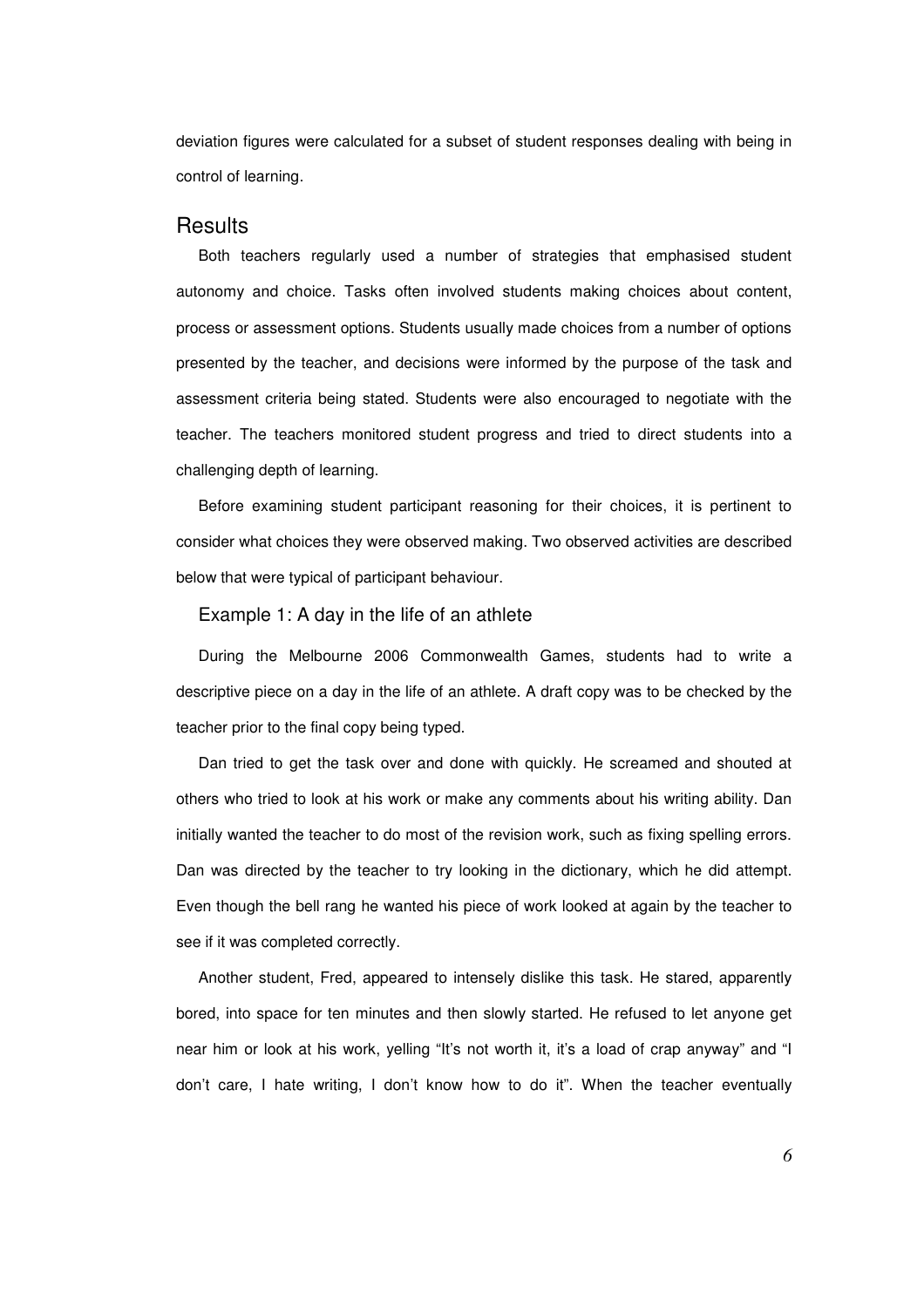deviation figures were calculated for a subset of student responses dealing with being in control of learning.

## Results

Both teachers regularly used a number of strategies that emphasised student autonomy and choice. Tasks often involved students making choices about content, process or assessment options. Students usually made choices from a number of options presented by the teacher, and decisions were informed by the purpose of the task and assessment criteria being stated. Students were also encouraged to negotiate with the teacher. The teachers monitored student progress and tried to direct students into a challenging depth of learning.

Before examining student participant reasoning for their choices, it is pertinent to consider what choices they were observed making. Two observed activities are described below that were typical of participant behaviour.

### Example 1: A day in the life of an athlete

During the Melbourne 2006 Commonwealth Games, students had to write a descriptive piece on a day in the life of an athlete. A draft copy was to be checked by the teacher prior to the final copy being typed.

Dan tried to get the task over and done with quickly. He screamed and shouted at others who tried to look at his work or make any comments about his writing ability. Dan initially wanted the teacher to do most of the revision work, such as fixing spelling errors. Dan was directed by the teacher to try looking in the dictionary, which he did attempt. Even though the bell rang he wanted his piece of work looked at again by the teacher to see if it was completed correctly.

Another student, Fred, appeared to intensely dislike this task. He stared, apparently bored, into space for ten minutes and then slowly started. He refused to let anyone get near him or look at his work, yelling "It's not worth it, it's a load of crap anyway" and "I don't care, I hate writing, I don't know how to do it". When the teacher eventually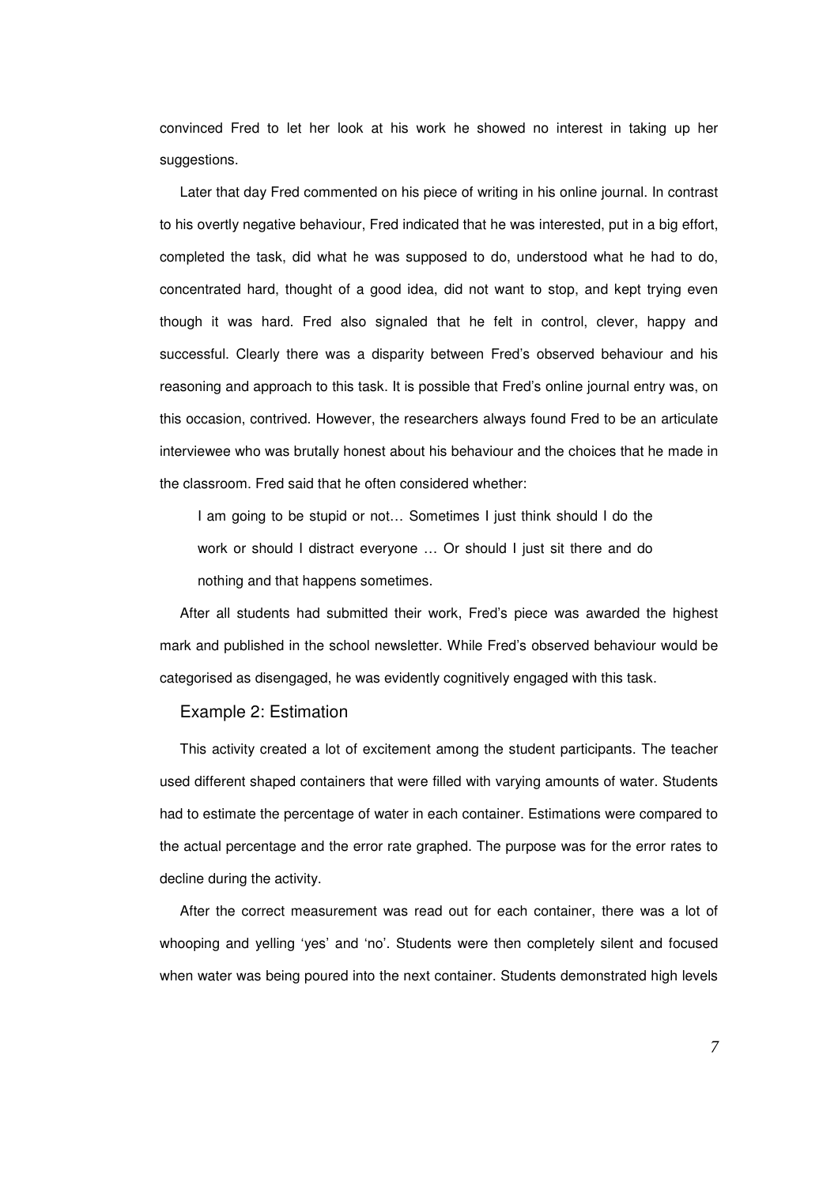convinced Fred to let her look at his work he showed no interest in taking up her suggestions.

Later that day Fred commented on his piece of writing in his online journal. In contrast to his overtly negative behaviour, Fred indicated that he was interested, put in a big effort, completed the task, did what he was supposed to do, understood what he had to do, concentrated hard, thought of a good idea, did not want to stop, and kept trying even though it was hard. Fred also signaled that he felt in control, clever, happy and successful. Clearly there was a disparity between Fred's observed behaviour and his reasoning and approach to this task. It is possible that Fred's online journal entry was, on this occasion, contrived. However, the researchers always found Fred to be an articulate interviewee who was brutally honest about his behaviour and the choices that he made in the classroom. Fred said that he often considered whether:

> I am going to be stupid or not… Sometimes I just think should I do the work or should I distract everyone … Or should I just sit there and do nothing and that happens sometimes.

After all students had submitted their work, Fred's piece was awarded the highest mark and published in the school newsletter. While Fred's observed behaviour would be categorised as disengaged, he was evidently cognitively engaged with this task.

### Example 2: Estimation

This activity created a lot of excitement among the student participants. The teacher used different shaped containers that were filled with varying amounts of water. Students had to estimate the percentage of water in each container. Estimations were compared to the actual percentage and the error rate graphed. The purpose was for the error rates to decline during the activity.

After the correct measurement was read out for each container, there was a lot of whooping and yelling 'yes' and 'no'. Students were then completely silent and focused when water was being poured into the next container. Students demonstrated high levels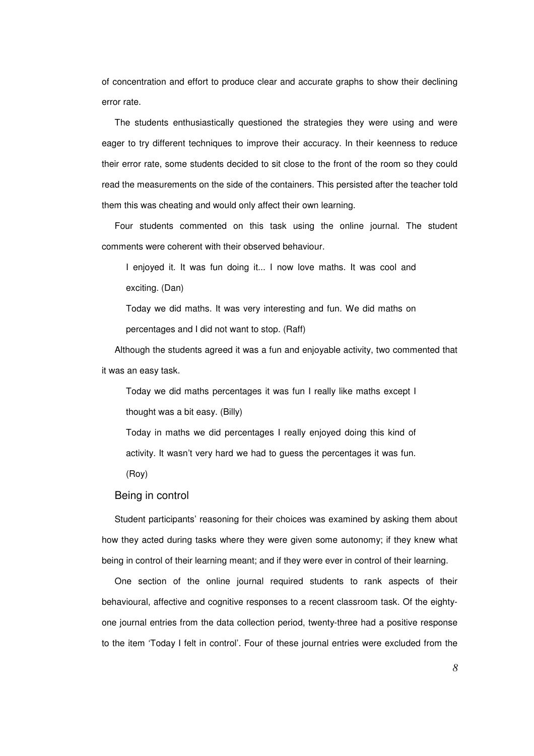of concentration and effort to produce clear and accurate graphs to show their declining error rate.

The students enthusiastically questioned the strategies they were using and were eager to try different techniques to improve their accuracy. In their keenness to reduce their error rate, some students decided to sit close to the front of the room so they could read the measurements on the side of the containers. This persisted after the teacher told them this was cheating and would only affect their own learning.

Four students commented on this task using the online journal. The student comments were coherent with their observed behaviour.

> I enjoyed it. It was fun doing it... I now love maths. It was cool and exciting. (Dan)
>
> Today we did maths. It was very interesting and fun. We did maths on percentages and I did not want to stop. (Raff)

Although the students agreed it was a fun and enjoyable activity, two commented that it was an easy task.

> Today we did maths percentages it was fun I really like maths except I thought was a bit easy. (Billy)
>
> Today in maths we did percentages I really enjoyed doing this kind of activity. It wasn't very hard we had to guess the percentages it was fun. (Roy)

### Being in control

Student participants' reasoning for their choices was examined by asking them about how they acted during tasks where they were given some autonomy; if they knew what being in control of their learning meant; and if they were ever in control of their learning.

One section of the online journal required students to rank aspects of their behavioural, affective and cognitive responses to a recent classroom task. Of the eighty-one journal entries from the data collection period, twenty-three had a positive response to the item 'Today I felt in control'. Four of these journal entries were excluded from the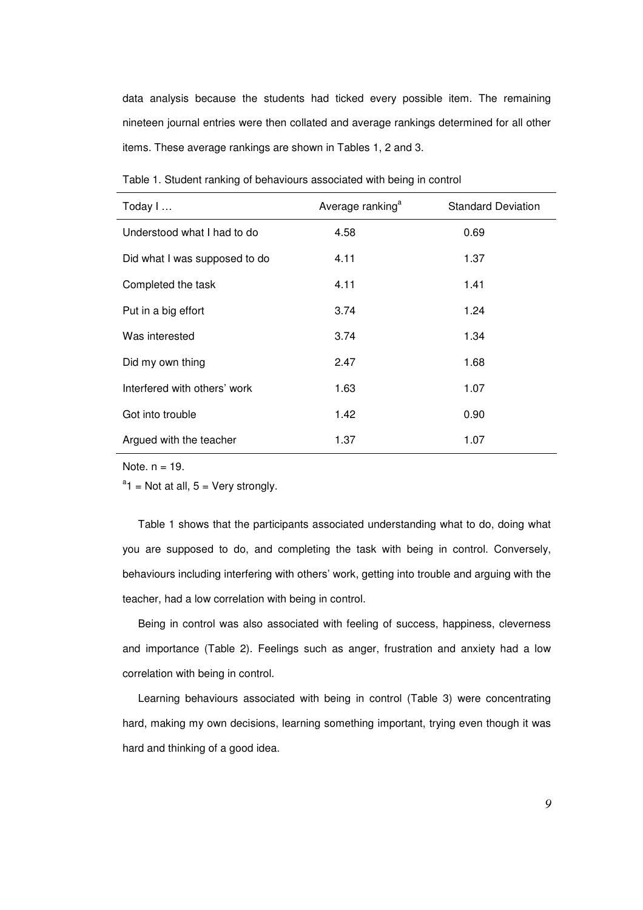data analysis because the students had ticked every possible item. The remaining nineteen journal entries were then collated and average rankings determined for all other items. These average rankings are shown in Tables 1, 2 and 3.

Table 1. Student ranking of behaviours associated with being in control

| Today I … | Average ranking[a] | Standard Deviation |
|---|---|---|
| Understood what I had to do | 4.58 | 0.69 |
| Did what I was supposed to do | 4.11 | 1.37 |
| Completed the task | 4.11 | 1.41 |
| Put in a big effort | 3.74 | 1.24 |
| Was interested | 3.74 | 1.34 |
| Did my own thing | 2.47 | 1.68 |
| Interfered with others' work | 1.63 | 1.07 |
| Got into trouble | 1.42 | 0.90 |
| Argued with the teacher | 1.37 | 1.07 |

Note. n = 19.

[a]1 = Not at all, 5 = Very strongly.

Table 1 shows that the participants associated understanding what to do, doing what you are supposed to do, and completing the task with being in control. Conversely, behaviours including interfering with others' work, getting into trouble and arguing with the teacher, had a low correlation with being in control.

Being in control was also associated with feeling of success, happiness, cleverness and importance (Table 2). Feelings such as anger, frustration and anxiety had a low correlation with being in control.

Learning behaviours associated with being in control (Table 3) were concentrating hard, making my own decisions, learning something important, trying even though it was hard and thinking of a good idea.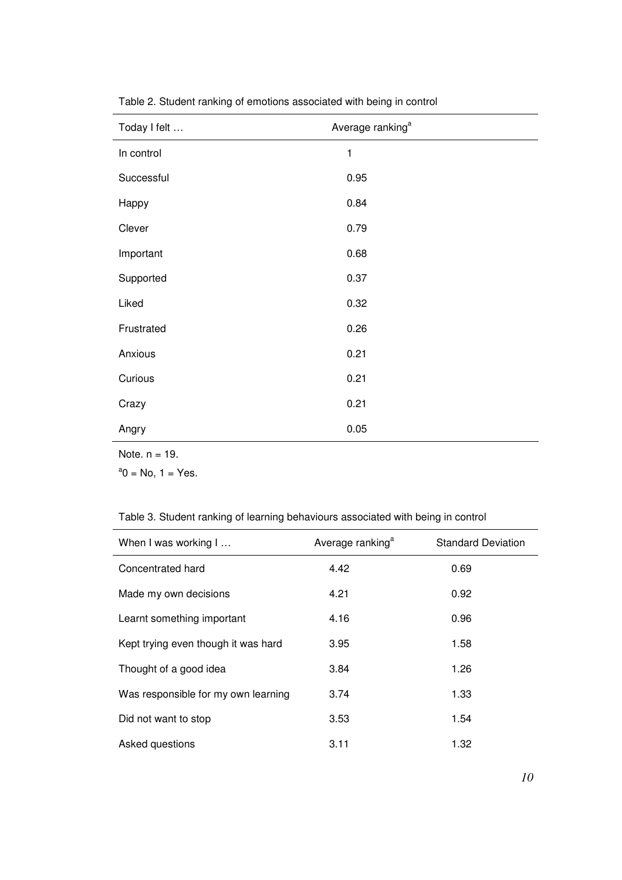Table 2. Student ranking of emotions associated with being in control

| Today I felt … | Average ranking[a] |
|---|---|
| In control | 1 |
| Successful | 0.95 |
| Happy | 0.84 |
| Clever | 0.79 |
| Important | 0.68 |
| Supported | 0.37 |
| Liked | 0.32 |
| Frustrated | 0.26 |
| Anxious | 0.21 |
| Curious | 0.21 |
| Crazy | 0.21 |
| Angry | 0.05 |

Note. n = 19.

[a]0 = No, 1 = Yes.

Table 3. Student ranking of learning behaviours associated with being in control

| When I was working I … | Average ranking[a] | Standard Deviation |
|---|---|---|
| Concentrated hard | 4.42 | 0.69 |
| Made my own decisions | 4.21 | 0.92 |
| Learnt something important | 4.16 | 0.96 |
| Kept trying even though it was hard | 3.95 | 1.58 |
| Thought of a good idea | 3.84 | 1.26 |
| Was responsible for my own learning | 3.74 | 1.33 |
| Did not want to stop | 3.53 | 1.54 |
| Asked questions | 3.11 | 1.32 |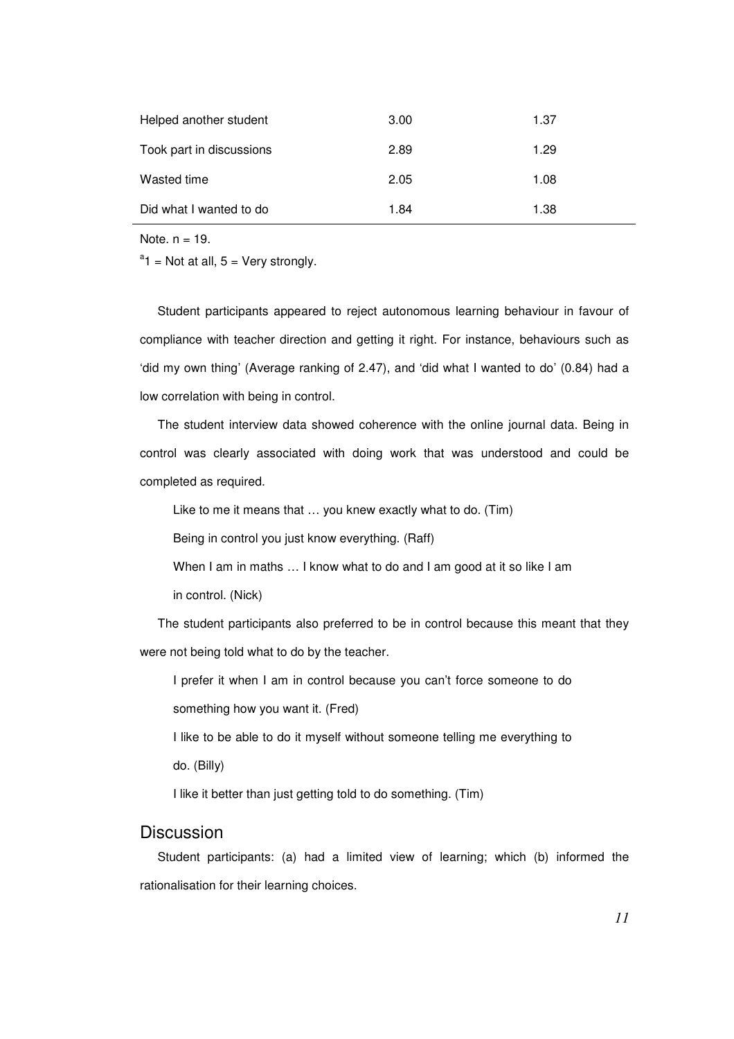| | | |
|---|---|---|
| Helped another student | 3.00 | 1.37 |
| Took part in discussions | 2.89 | 1.29 |
| Wasted time | 2.05 | 1.08 |
| Did what I wanted to do | 1.84 | 1.38 |

Note. n = 19.

[a]1 = Not at all, 5 = Very strongly.

Student participants appeared to reject autonomous learning behaviour in favour of compliance with teacher direction and getting it right. For instance, behaviours such as 'did my own thing' (Average ranking of 2.47), and 'did what I wanted to do' (0.84) had a low correlation with being in control.

The student interview data showed coherence with the online journal data. Being in control was clearly associated with doing work that was understood and could be completed as required.

> Like to me it means that … you knew exactly what to do. (Tim)
>
> Being in control you just know everything. (Raff)
>
> When I am in maths … I know what to do and I am good at it so like I am in control. (Nick)

The student participants also preferred to be in control because this meant that they were not being told what to do by the teacher.

> I prefer it when I am in control because you can't force someone to do something how you want it. (Fred)
>
> I like to be able to do it myself without someone telling me everything to do. (Billy)
>
> I like it better than just getting told to do something. (Tim)

## Discussion

Student participants: (a) had a limited view of learning; which (b) informed the rationalisation for their learning choices.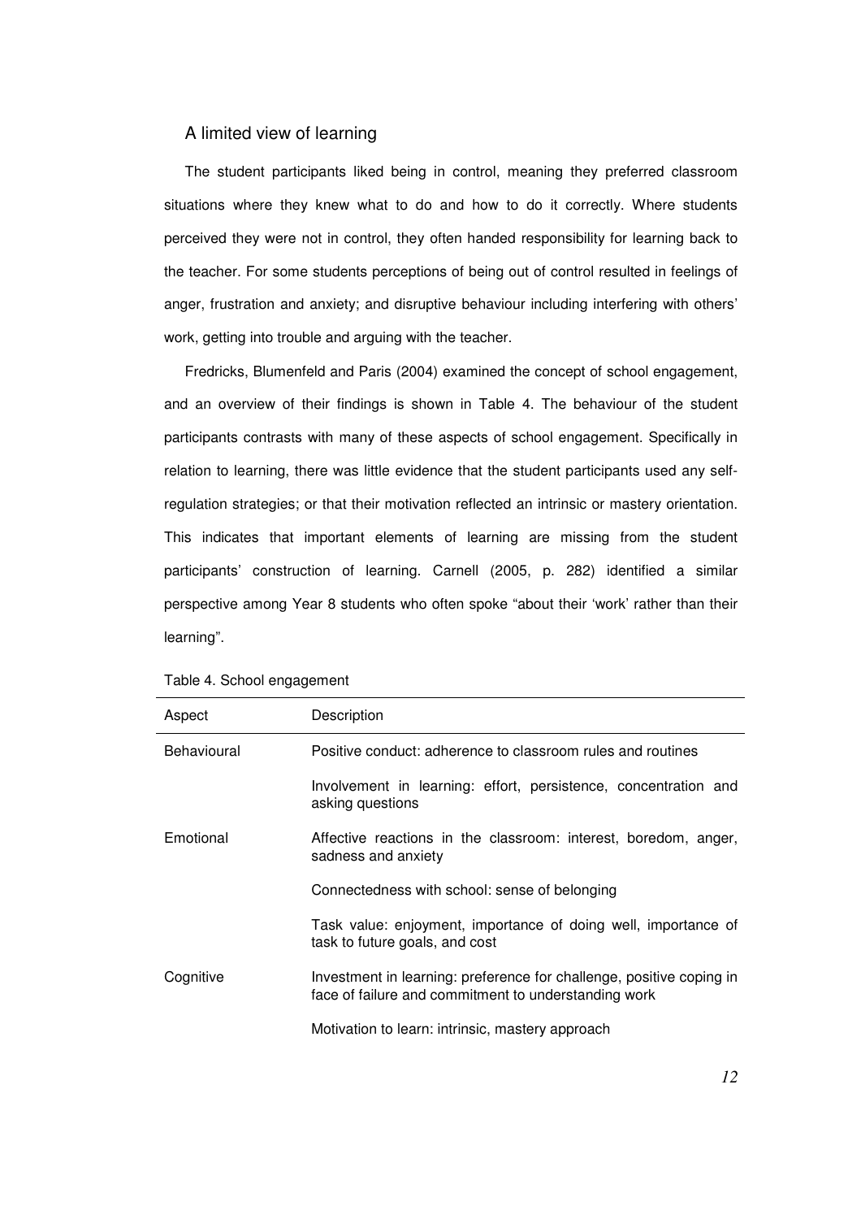## A limited view of learning

The student participants liked being in control, meaning they preferred classroom situations where they knew what to do and how to do it correctly. Where students perceived they were not in control, they often handed responsibility for learning back to the teacher. For some students perceptions of being out of control resulted in feelings of anger, frustration and anxiety; and disruptive behaviour including interfering with others' work, getting into trouble and arguing with the teacher.

Fredricks, Blumenfeld and Paris (2004) examined the concept of school engagement, and an overview of their findings is shown in Table 4. The behaviour of the student participants contrasts with many of these aspects of school engagement. Specifically in relation to learning, there was little evidence that the student participants used any self-regulation strategies; or that their motivation reflected an intrinsic or mastery orientation. This indicates that important elements of learning are missing from the student participants' construction of learning. Carnell (2005, p. 282) identified a similar perspective among Year 8 students who often spoke "about their 'work' rather than their learning".

Table 4. School engagement

| Aspect | Description |
|---|---|
| Behavioural | Positive conduct: adherence to classroom rules and routines |
| | Involvement in learning: effort, persistence, concentration and asking questions |
| Emotional | Affective reactions in the classroom: interest, boredom, anger, sadness and anxiety |
| | Connectedness with school: sense of belonging |
| | Task value: enjoyment, importance of doing well, importance of task to future goals, and cost |
| Cognitive | Investment in learning: preference for challenge, positive coping in face of failure and commitment to understanding work |
| | Motivation to learn: intrinsic, mastery approach |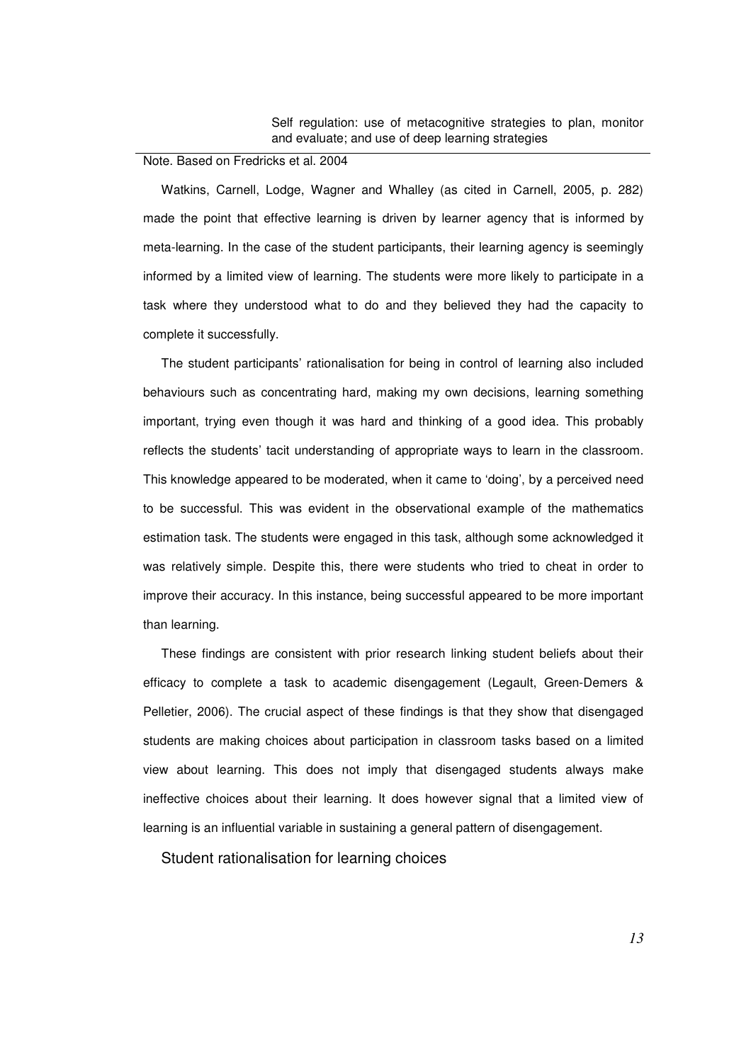| | |
|---|---|
| | Self regulation: use of metacognitive strategies to plan, monitor and evaluate; and use of deep learning strategies |

Note. Based on Fredricks et al. 2004

Watkins, Carnell, Lodge, Wagner and Whalley (as cited in Carnell, 2005, p. 282) made the point that effective learning is driven by learner agency that is informed by meta-learning. In the case of the student participants, their learning agency is seemingly informed by a limited view of learning. The students were more likely to participate in a task where they understood what to do and they believed they had the capacity to complete it successfully.

The student participants' rationalisation for being in control of learning also included behaviours such as concentrating hard, making my own decisions, learning something important, trying even though it was hard and thinking of a good idea. This probably reflects the students' tacit understanding of appropriate ways to learn in the classroom. This knowledge appeared to be moderated, when it came to 'doing', by a perceived need to be successful. This was evident in the observational example of the mathematics estimation task. The students were engaged in this task, although some acknowledged it was relatively simple. Despite this, there were students who tried to cheat in order to improve their accuracy. In this instance, being successful appeared to be more important than learning.

These findings are consistent with prior research linking student beliefs about their efficacy to complete a task to academic disengagement (Legault, Green-Demers & Pelletier, 2006). The crucial aspect of these findings is that they show that disengaged students are making choices about participation in classroom tasks based on a limited view about learning. This does not imply that disengaged students always make ineffective choices about their learning. It does however signal that a limited view of learning is an influential variable in sustaining a general pattern of disengagement.

## Student rationalisation for learning choices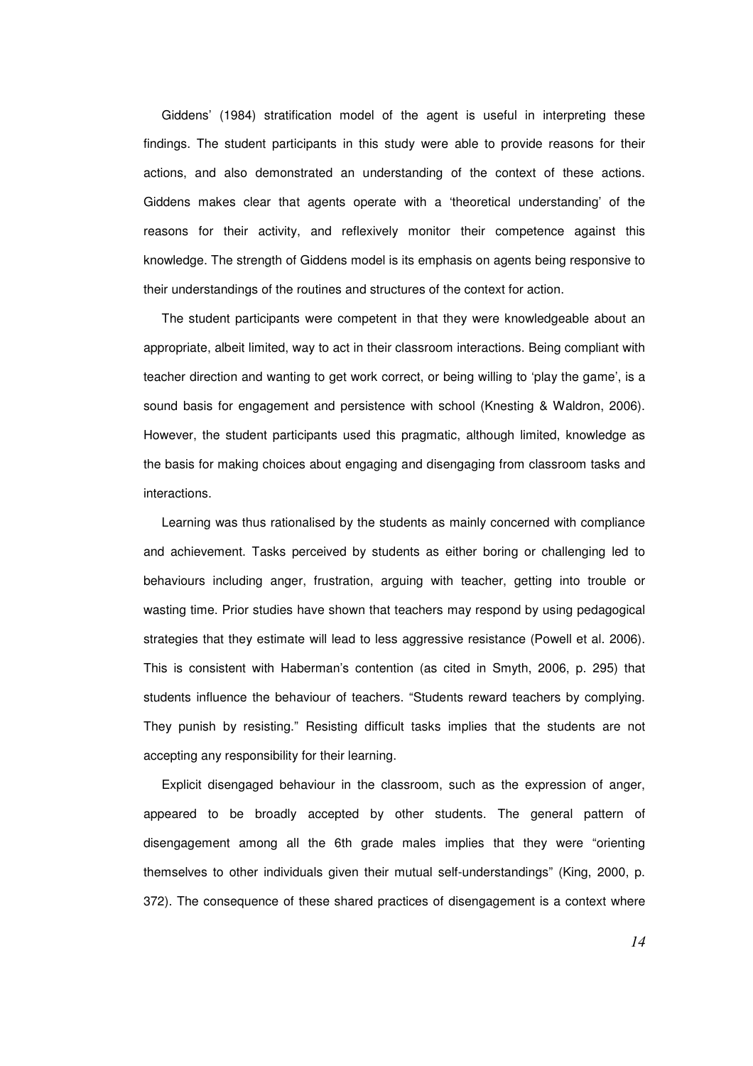Giddens' (1984) stratification model of the agent is useful in interpreting these findings. The student participants in this study were able to provide reasons for their actions, and also demonstrated an understanding of the context of these actions. Giddens makes clear that agents operate with a 'theoretical understanding' of the reasons for their activity, and reflexively monitor their competence against this knowledge. The strength of Giddens model is its emphasis on agents being responsive to their understandings of the routines and structures of the context for action.

The student participants were competent in that they were knowledgeable about an appropriate, albeit limited, way to act in their classroom interactions. Being compliant with teacher direction and wanting to get work correct, or being willing to 'play the game', is a sound basis for engagement and persistence with school (Knesting & Waldron, 2006). However, the student participants used this pragmatic, although limited, knowledge as the basis for making choices about engaging and disengaging from classroom tasks and interactions.

Learning was thus rationalised by the students as mainly concerned with compliance and achievement. Tasks perceived by students as either boring or challenging led to behaviours including anger, frustration, arguing with teacher, getting into trouble or wasting time. Prior studies have shown that teachers may respond by using pedagogical strategies that they estimate will lead to less aggressive resistance (Powell et al. 2006). This is consistent with Haberman's contention (as cited in Smyth, 2006, p. 295) that students influence the behaviour of teachers. "Students reward teachers by complying. They punish by resisting." Resisting difficult tasks implies that the students are not accepting any responsibility for their learning.

Explicit disengaged behaviour in the classroom, such as the expression of anger, appeared to be broadly accepted by other students. The general pattern of disengagement among all the 6th grade males implies that they were "orienting themselves to other individuals given their mutual self-understandings" (King, 2000, p. 372). The consequence of these shared practices of disengagement is a context where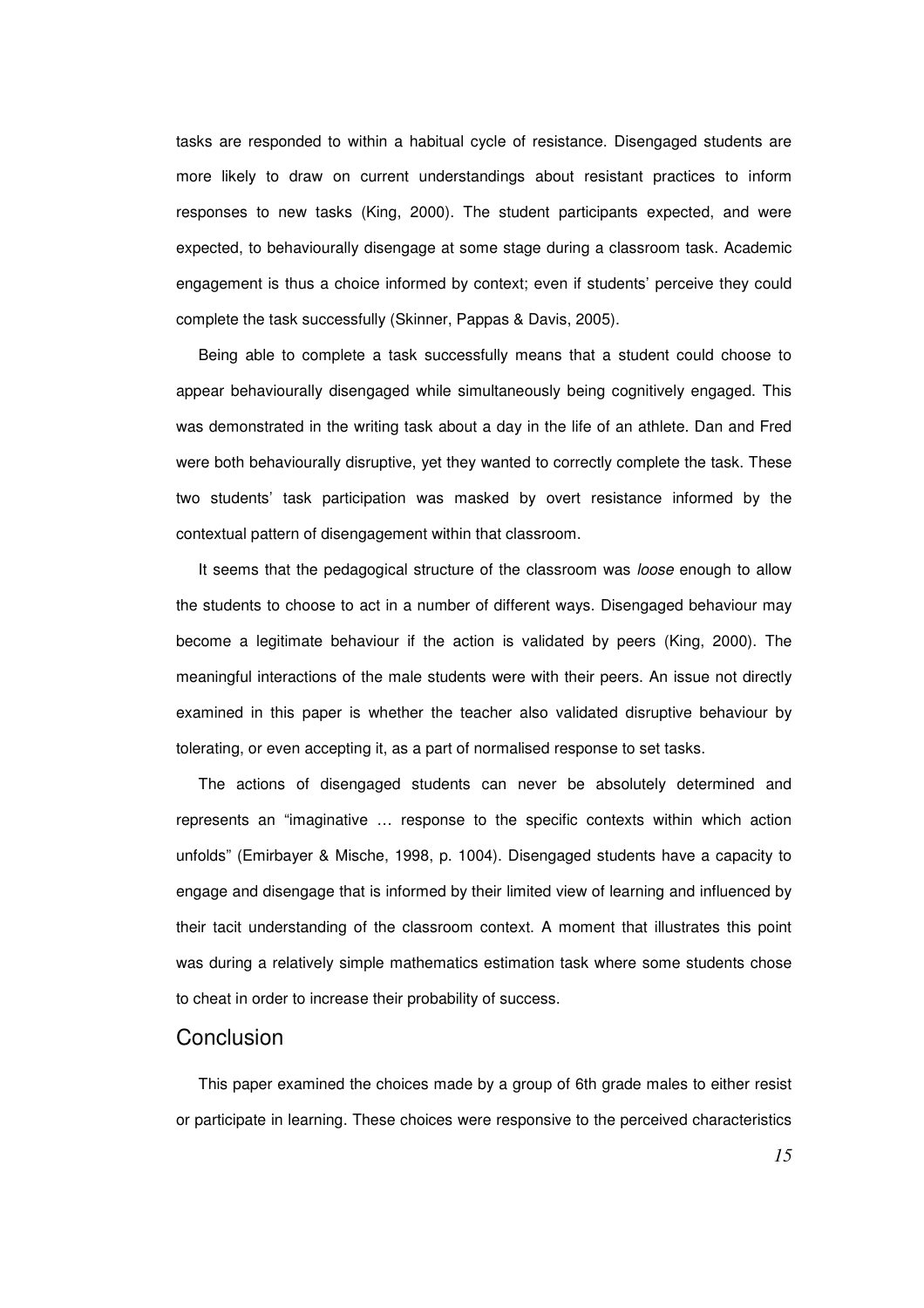tasks are responded to within a habitual cycle of resistance. Disengaged students are more likely to draw on current understandings about resistant practices to inform responses to new tasks (King, 2000). The student participants expected, and were expected, to behaviourally disengage at some stage during a classroom task. Academic engagement is thus a choice informed by context; even if students' perceive they could complete the task successfully (Skinner, Pappas & Davis, 2005).

Being able to complete a task successfully means that a student could choose to appear behaviourally disengaged while simultaneously being cognitively engaged. This was demonstrated in the writing task about a day in the life of an athlete. Dan and Fred were both behaviourally disruptive, yet they wanted to correctly complete the task. These two students' task participation was masked by overt resistance informed by the contextual pattern of disengagement within that classroom.

It seems that the pedagogical structure of the classroom was *loose* enough to allow the students to choose to act in a number of different ways. Disengaged behaviour may become a legitimate behaviour if the action is validated by peers (King, 2000). The meaningful interactions of the male students were with their peers. An issue not directly examined in this paper is whether the teacher also validated disruptive behaviour by tolerating, or even accepting it, as a part of normalised response to set tasks.

The actions of disengaged students can never be absolutely determined and represents an "imaginative … response to the specific contexts within which action unfolds" (Emirbayer & Mische, 1998, p. 1004). Disengaged students have a capacity to engage and disengage that is informed by their limited view of learning and influenced by their tacit understanding of the classroom context. A moment that illustrates this point was during a relatively simple mathematics estimation task where some students chose to cheat in order to increase their probability of success.

## Conclusion

This paper examined the choices made by a group of 6th grade males to either resist or participate in learning. These choices were responsive to the perceived characteristics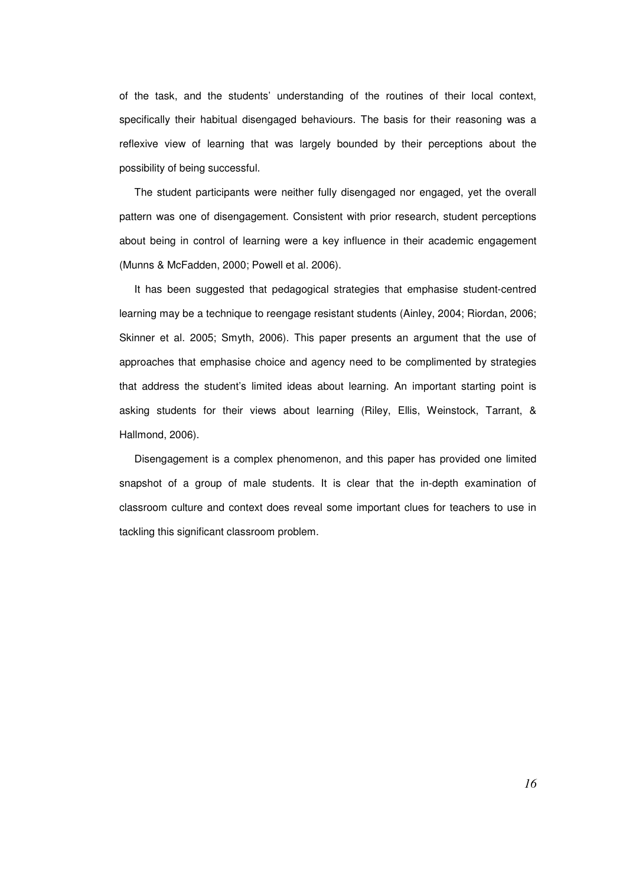of the task, and the students' understanding of the routines of their local context, specifically their habitual disengaged behaviours. The basis for their reasoning was a reflexive view of learning that was largely bounded by their perceptions about the possibility of being successful.

The student participants were neither fully disengaged nor engaged, yet the overall pattern was one of disengagement. Consistent with prior research, student perceptions about being in control of learning were a key influence in their academic engagement (Munns & McFadden, 2000; Powell et al. 2006).

It has been suggested that pedagogical strategies that emphasise student-centred learning may be a technique to reengage resistant students (Ainley, 2004; Riordan, 2006; Skinner et al. 2005; Smyth, 2006). This paper presents an argument that the use of approaches that emphasise choice and agency need to be complimented by strategies that address the student's limited ideas about learning. An important starting point is asking students for their views about learning (Riley, Ellis, Weinstock, Tarrant, & Hallmond, 2006).

Disengagement is a complex phenomenon, and this paper has provided one limited snapshot of a group of male students. It is clear that the in-depth examination of classroom culture and context does reveal some important clues for teachers to use in tackling this significant classroom problem.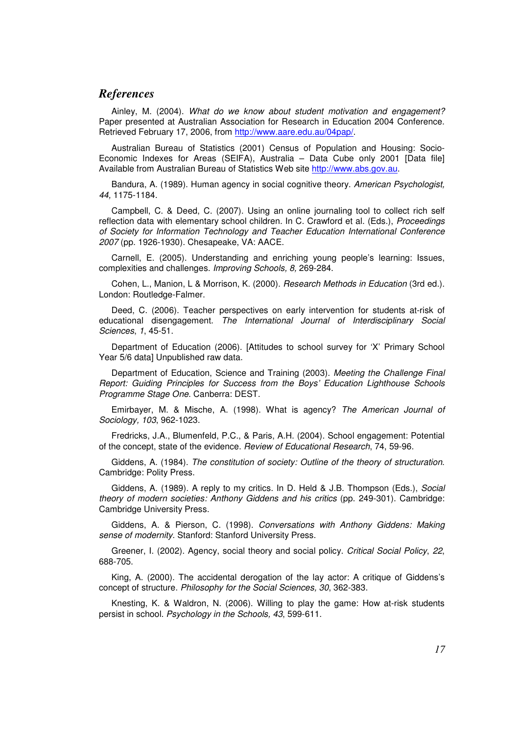## *References*

Ainley, M. (2004). *What do we know about student motivation and engagement?* Paper presented at Australian Association for Research in Education 2004 Conference. Retrieved February 17, 2006, from http://www.aare.edu.au/04pap/.

Australian Bureau of Statistics (2001) Census of Population and Housing: Socio-Economic Indexes for Areas (SEIFA), Australia – Data Cube only 2001 [Data file] Available from Australian Bureau of Statistics Web site http://www.abs.gov.au.

Bandura, A. (1989). Human agency in social cognitive theory. *American Psychologist, 44,* 1175-1184.

Campbell, C. & Deed, C. (2007). Using an online journaling tool to collect rich self reflection data with elementary school children. In C. Crawford et al. (Eds.), *Proceedings of Society for Information Technology and Teacher Education International Conference 2007* (pp. 1926-1930). Chesapeake, VA: AACE.

Carnell, E. (2005). Understanding and enriching young people's learning: Issues, complexities and challenges. *Improving Schools, 8,* 269-284.

Cohen, L., Manion, L & Morrison, K. (2000). *Research Methods in Education* (3rd ed.). London: Routledge-Falmer.

Deed, C. (2006). Teacher perspectives on early intervention for students at-risk of educational disengagement. *The International Journal of Interdisciplinary Social Sciences*, *1*, 45-51.

Department of Education (2006). [Attitudes to school survey for 'X' Primary School Year 5/6 data] Unpublished raw data.

Department of Education, Science and Training (2003). *Meeting the Challenge Final Report: Guiding Principles for Success from the Boys' Education Lighthouse Schools Programme Stage One*. Canberra: DEST.

Emirbayer, M. & Mische, A. (1998). What is agency? *The American Journal of Sociology, 103*, 962-1023.

Fredricks, J.A., Blumenfeld, P.C., & Paris, A.H. (2004). School engagement: Potential of the concept, state of the evidence. *Review of Educational Research*, 74, 59-96.

Giddens, A. (1984). *The constitution of society: Outline of the theory of structuration*. Cambridge: Polity Press.

Giddens, A. (1989). A reply to my critics. In D. Held & J.B. Thompson (Eds.), *Social theory of modern societies: Anthony Giddens and his critics* (pp. 249-301). Cambridge: Cambridge University Press.

Giddens, A. & Pierson, C. (1998). *Conversations with Anthony Giddens: Making sense of modernity*. Stanford: Stanford University Press.

Greener, I. (2002). Agency, social theory and social policy. *Critical Social Policy*, *22*, 688-705.

King, A. (2000). The accidental derogation of the lay actor: A critique of Giddens's concept of structure. *Philosophy for the Social Sciences, 30*, 362-383.

Knesting, K. & Waldron, N. (2006). Willing to play the game: How at-risk students persist in school. *Psychology in the Schools, 43*, 599-611.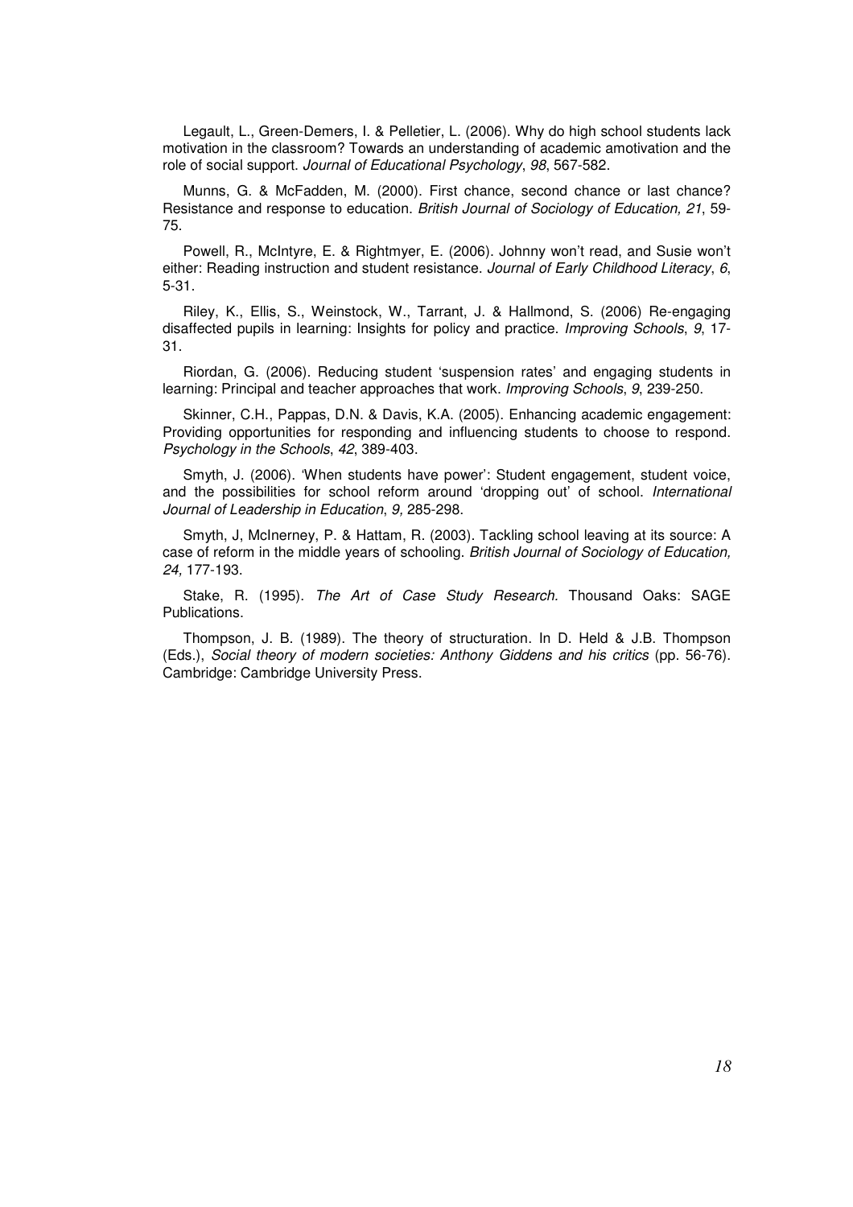Legault, L., Green-Demers, I. & Pelletier, L. (2006). Why do high school students lack motivation in the classroom? Towards an understanding of academic amotivation and the role of social support. *Journal of Educational Psychology*, *98*, 567-582.

Munns, G. & McFadden, M. (2000). First chance, second chance or last chance? Resistance and response to education. *British Journal of Sociology of Education, 21*, 59-75.

Powell, R., McIntyre, E. & Rightmyer, E. (2006). Johnny won't read, and Susie won't either: Reading instruction and student resistance. *Journal of Early Childhood Literacy*, *6*, 5-31.

Riley, K., Ellis, S., Weinstock, W., Tarrant, J. & Hallmond, S. (2006) Re-engaging disaffected pupils in learning: Insights for policy and practice. *Improving Schools*, *9*, 17-31.

Riordan, G. (2006). Reducing student 'suspension rates' and engaging students in learning: Principal and teacher approaches that work. *Improving Schools*, *9*, 239-250.

Skinner, C.H., Pappas, D.N. & Davis, K.A. (2005). Enhancing academic engagement: Providing opportunities for responding and influencing students to choose to respond. *Psychology in the Schools*, *42*, 389-403.

Smyth, J. (2006). 'When students have power': Student engagement, student voice, and the possibilities for school reform around 'dropping out' of school. *International Journal of Leadership in Education*, *9,* 285-298.

Smyth, J, McInerney, P. & Hattam, R. (2003). Tackling school leaving at its source: A case of reform in the middle years of schooling. *British Journal of Sociology of Education, 24,* 177-193.

Stake, R. (1995). *The Art of Case Study Research.* Thousand Oaks: SAGE Publications.

Thompson, J. B. (1989). The theory of structuration. In D. Held & J.B. Thompson (Eds.), *Social theory of modern societies: Anthony Giddens and his critics* (pp. 56-76). Cambridge: Cambridge University Press.